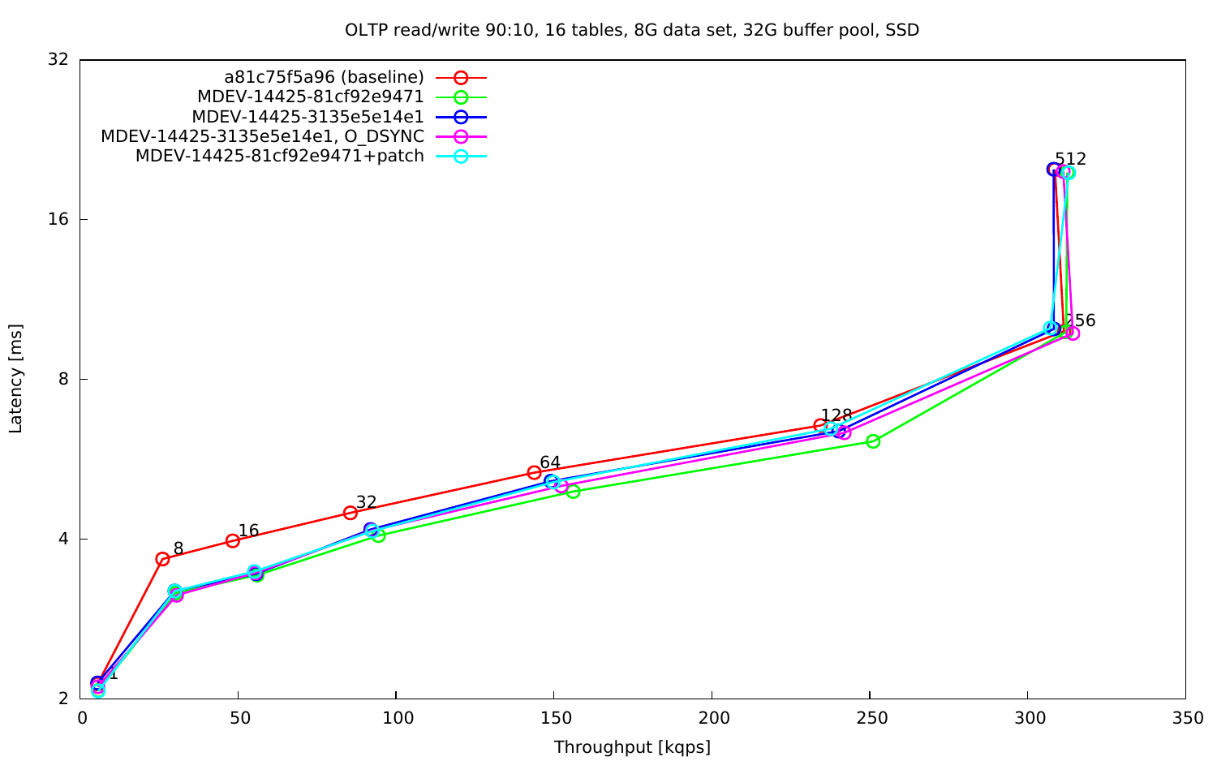OLTP read/write 90:10, 16 tables, 8G data set, 32G buffer pool, SSD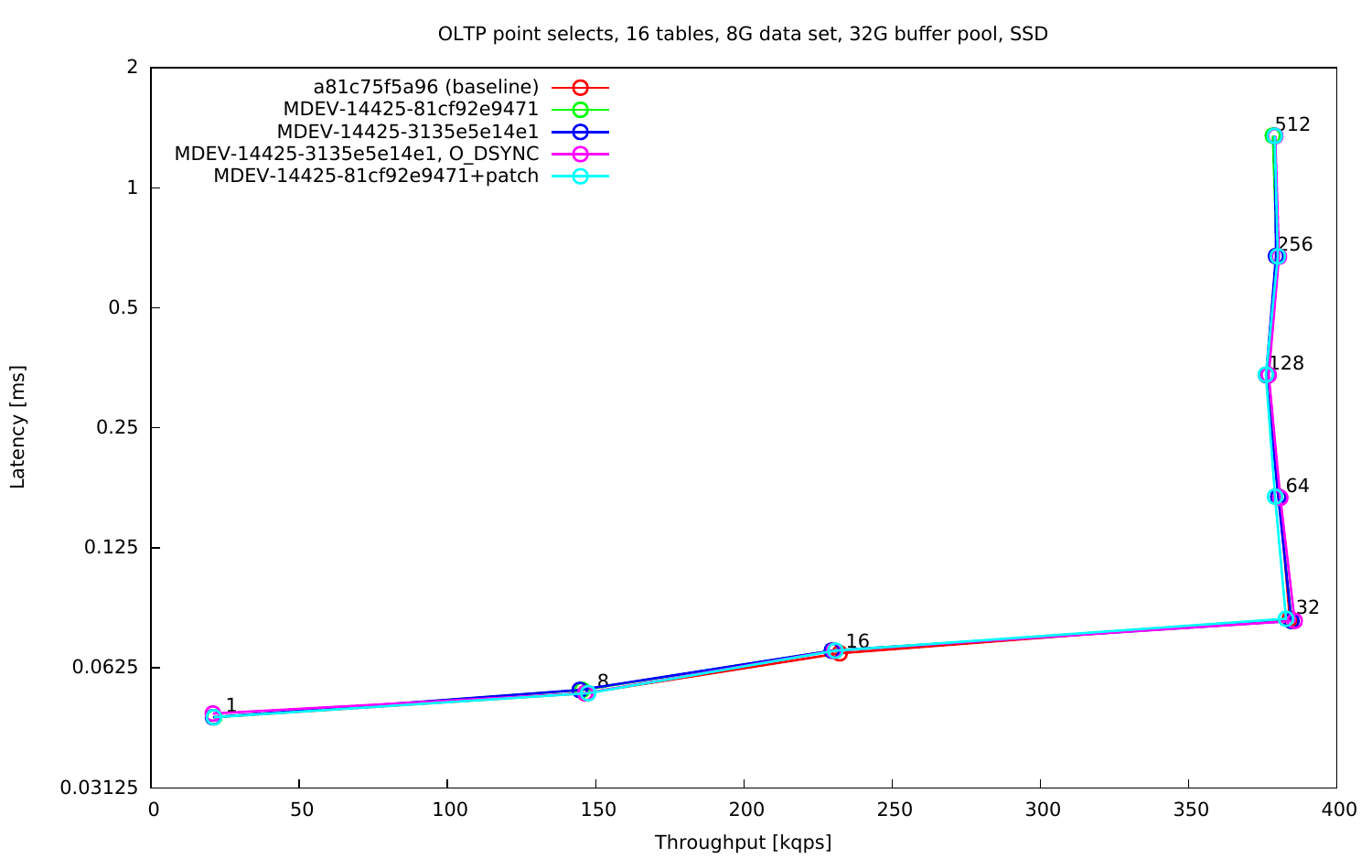OLTP point selects, 16 tables, 8G data set, 32G buffer pool, SSD

- a81c75f5a96 (baseline)
- MDEV-14425-81cf92e9471
- MDEV-14425-3135e5e14e1
- MDEV-14425-3135e5e14e1, O_DSYNC
- MDEV-14425-81cf92e9471+patch

Latency [ms]: 0.03125, 0.0625, 0.125, 0.25, 0.5, 1, 2

Throughput [kqps]: 0, 50, 100, 150, 200, 250, 300, 350, 400

Point labels: 1, 8, 16, 32, 64, 128, 256, 512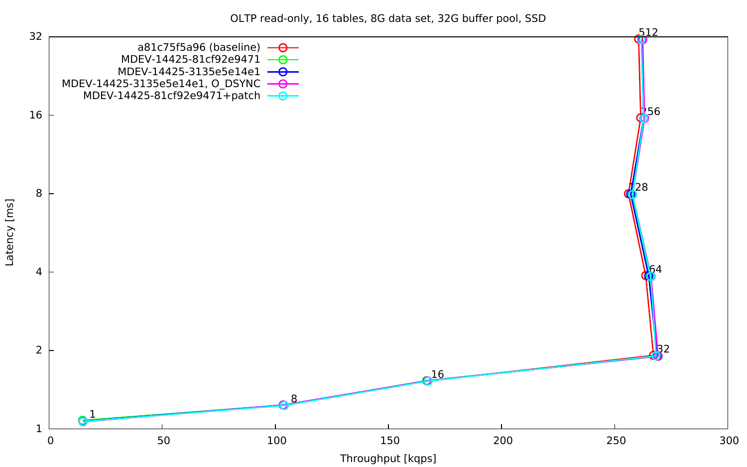OLTP read-only, 16 tables, 8G data set, 32G buffer pool, SSD

- a81c75f5a96 (baseline)
- MDEV-14425-81cf92e9471
- MDEV-14425-3135e5e14e1
- MDEV-14425-3135e5e14e1, O_DSYNC
- MDEV-14425-81cf92e9471+patch

Latency [ms]

Throughput [kqps]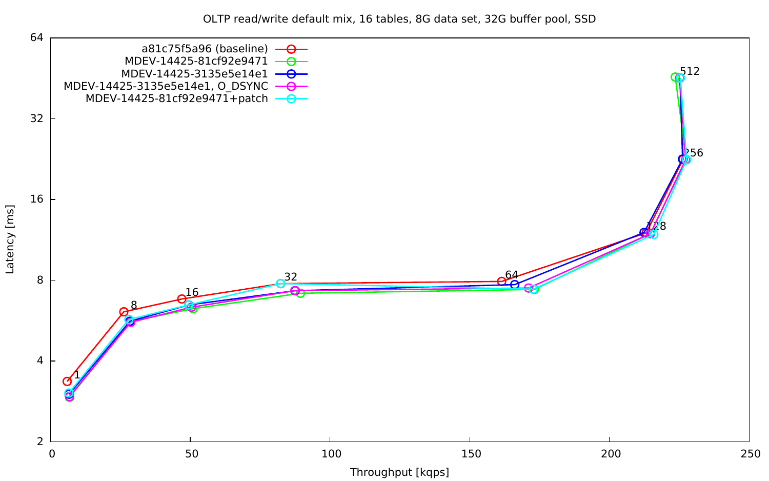OLTP read/write default mix, 16 tables, 8G data set, 32G buffer pool, SSD

- a81c75f5a96 (baseline)
- MDEV-14425-81cf92e9471
- MDEV-14425-3135e5e14e1
- MDEV-14425-3135e5e14e1, O_DSYNC
- MDEV-14425-81cf92e9471+patch

Latency [ms]

Throughput [kqps]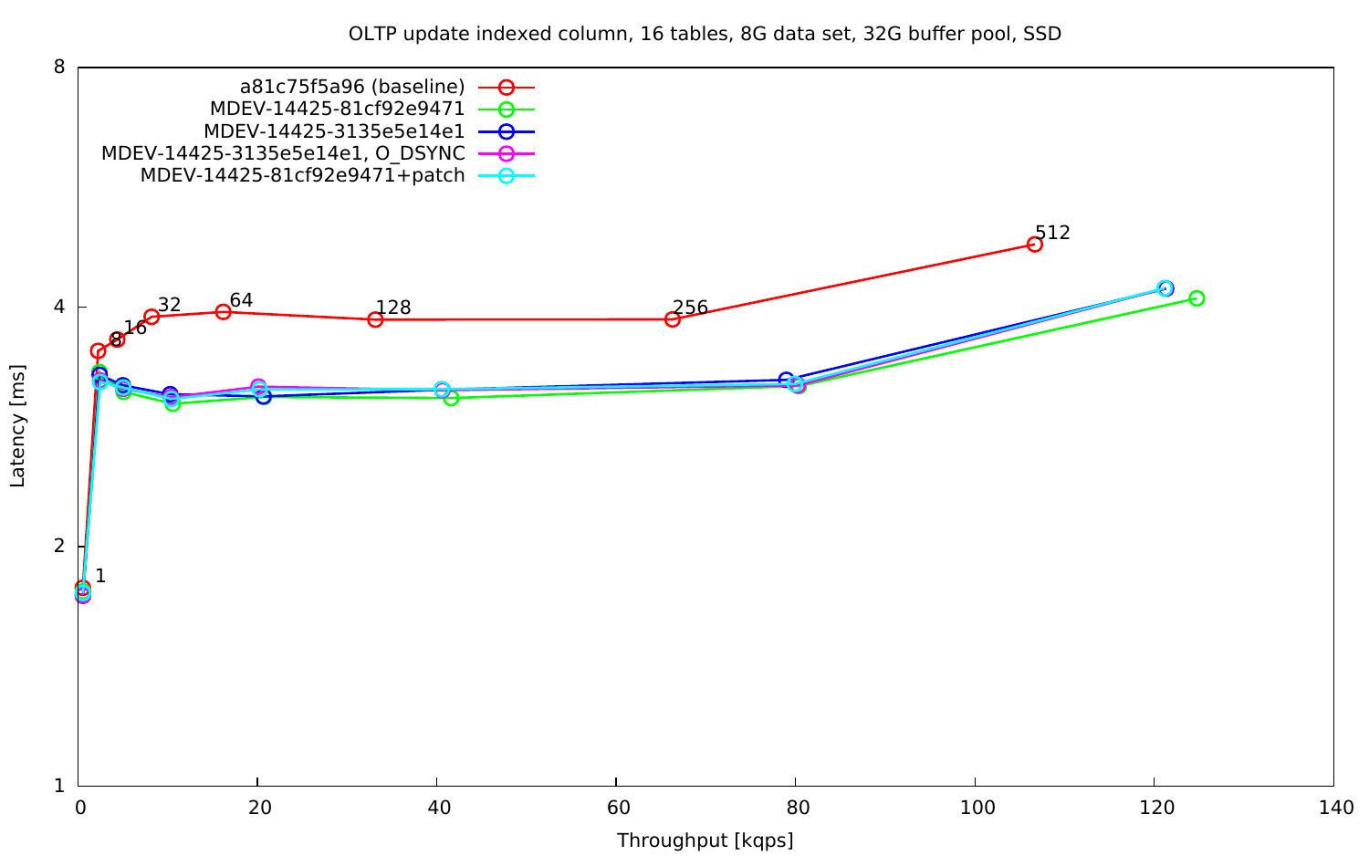OLTP update indexed column, 16 tables, 8G data set, 32G buffer pool, SSD

- a81c75f5a96 (baseline)
- MDEV-14425-81cf92e9471
- MDEV-14425-3135e5e14e1
- MDEV-14425-3135e5e14e1, O_DSYNC
- MDEV-14425-81cf92e9471+patch

Latency [ms]

Throughput [kqps]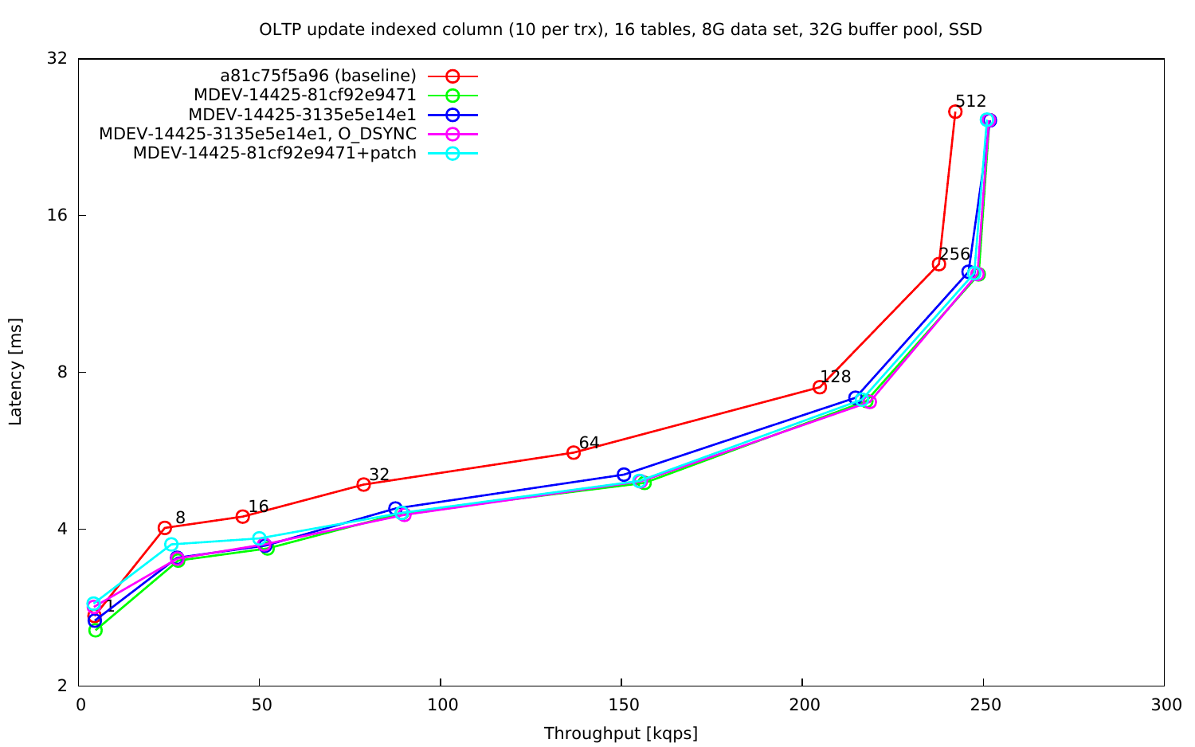OLTP update indexed column (10 per trx), 16 tables, 8G data set, 32G buffer pool, SSD

- a81c75f5a96 (baseline)
- MDEV-14425-81cf92e9471
- MDEV-14425-3135e5e14e1
- MDEV-14425-3135e5e14e1, O_DSYNC
- MDEV-14425-81cf92e9471+patch

Latency [ms]

Throughput [kqps]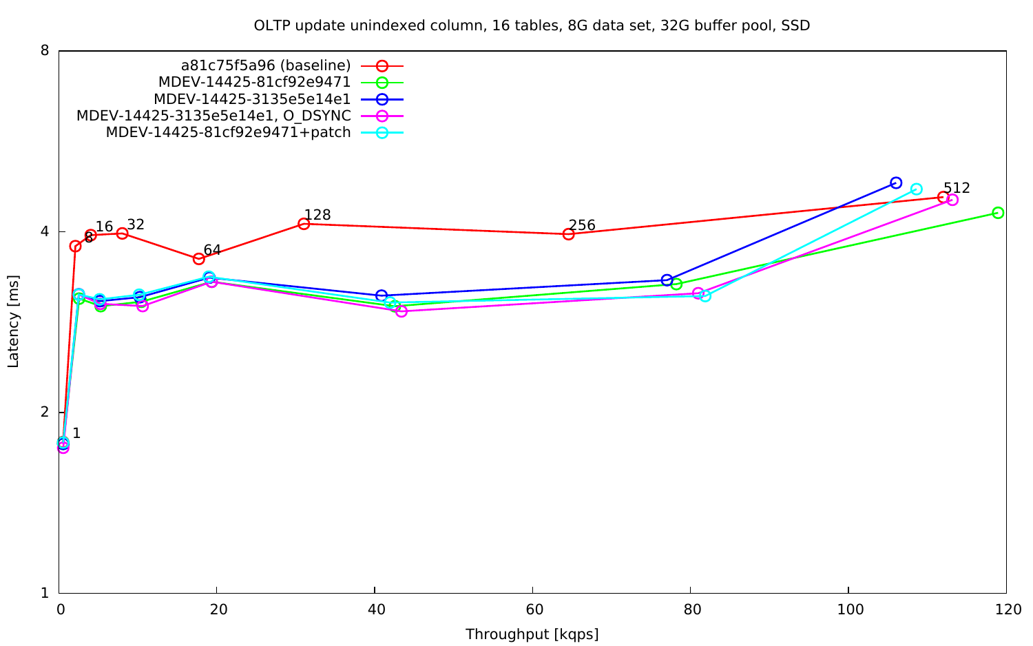OLTP update unindexed column, 16 tables, 8G data set, 32G buffer pool, SSD

- a81c75f5a96 (baseline)
- MDEV-14425-81cf92e9471
- MDEV-14425-3135e5e14e1
- MDEV-14425-3135e5e14e1, O_DSYNC
- MDEV-14425-81cf92e9471+patch

Latency [ms]

Throughput [kqps]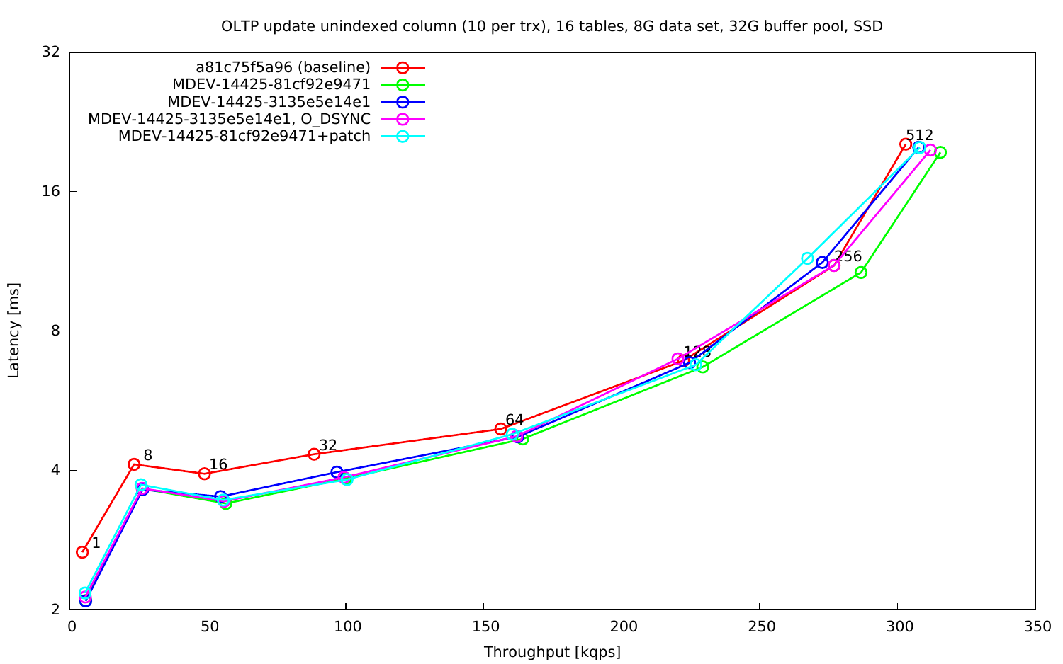OLTP update unindexed column (10 per trx), 16 tables, 8G data set, 32G buffer pool, SSD

a81c75f5a96 (baseline)
MDEV-14425-81cf92e9471
MDEV-14425-3135e5e14e1
MDEV-14425-3135e5e14e1, O_DSYNC
MDEV-14425-81cf92e9471+patch

Latency [ms]

2
4
8
16
32

Throughput [kqps]

0
50
100
150
200
250
300
350

1
8
16
32
64
128
256
512